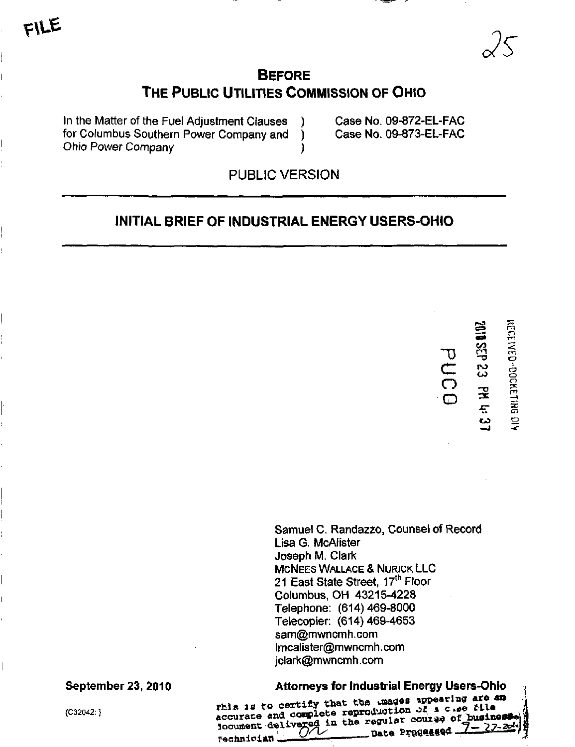FILE

25

# BEFORE THE PUBLIC UTILITIES COMMISSION OF OHIO

| | | |
|---|---|---|
| In the Matter of the Fuel Adjustment Clauses for Columbus Southern Power Company and Ohio Power Company | ) ) ) | Case No. 09-872-EL-FAC Case No. 09-873-EL-FAC |

PUBLIC VERSION

---

## INITIAL BRIEF OF INDUSTRIAL ENERGY USERS-OHIO

---

RECEIVED-DOCKETING DIV

2010 SEP 23 PM 4: 37

PUCO

Samuel C. Randazzo, Counsel of Record
Lisa G. McAlister
Joseph M. Clark
McNEES WALLACE & NURICK LLC
21 East State Street, 17th Floor
Columbus, OH 43215-4228
Telephone: (614) 469-8000
Telecopier: (614) 469-4653
sam@mwncmh.com
lmcalister@mwncmh.com
jclark@mwncmh.com

September 23, 2010

**Attorneys for Industrial Energy Users-Ohio**

{C32042: }

This is to certify that the images appearing are an accurate and complete reproduction of a case file document delivered in the regular course of business. Technician ___ Date Processed 7-27-2011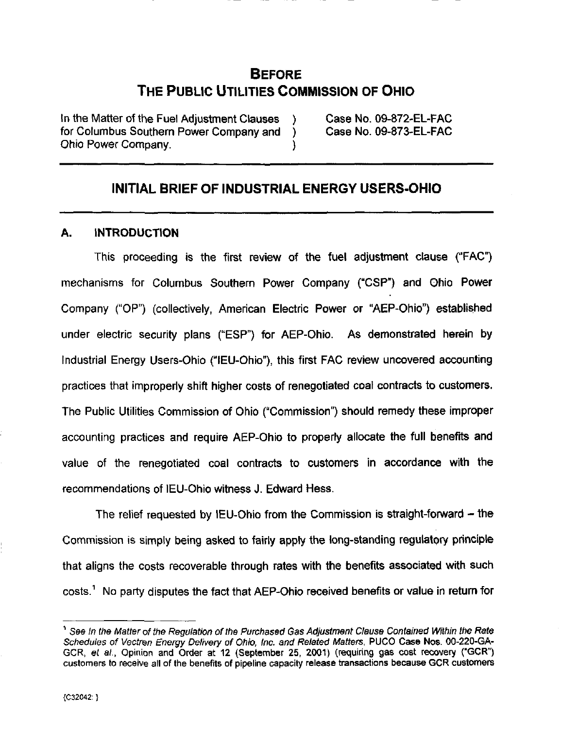# BEFORE
# THE PUBLIC UTILITIES COMMISSION OF OHIO

In the Matter of the Fuel Adjustment Clauses for Columbus Southern Power Company and Ohio Power Company. ) ) )

Case No. 09-872-EL-FAC
Case No. 09-873-EL-FAC

## INITIAL BRIEF OF INDUSTRIAL ENERGY USERS-OHIO

### A. INTRODUCTION

This proceeding is the first review of the fuel adjustment clause ("FAC") mechanisms for Columbus Southern Power Company ("CSP") and Ohio Power Company ("OP") (collectively, American Electric Power or "AEP-Ohio") established under electric security plans ("ESP") for AEP-Ohio. As demonstrated herein by Industrial Energy Users-Ohio ("IEU-Ohio"), this first FAC review uncovered accounting practices that improperly shift higher costs of renegotiated coal contracts to customers. The Public Utilities Commission of Ohio ("Commission") should remedy these improper accounting practices and require AEP-Ohio to properly allocate the full benefits and value of the renegotiated coal contracts to customers in accordance with the recommendations of IEU-Ohio witness J. Edward Hess.

The relief requested by IEU-Ohio from the Commission is straight-forward – the Commission is simply being asked to fairly apply the long-standing regulatory principle that aligns the costs recoverable through rates with the benefits associated with such costs.[1] No party disputes the fact that AEP-Ohio received benefits or value in return for

[1] *See In the Matter of the Regulation of the Purchased Gas Adjustment Clause Contained Within the Rate Schedules of Vectren Energy Delivery of Ohio, Inc. and Related Matters*, PUCO Case Nos. 00-220-GA-GCR, *et al.*, Opinion and Order at 12 (September 25, 2001) (requiring gas cost recovery ("GCR") customers to receive all of the benefits of pipeline capacity release transactions because GCR customers

{C32042: }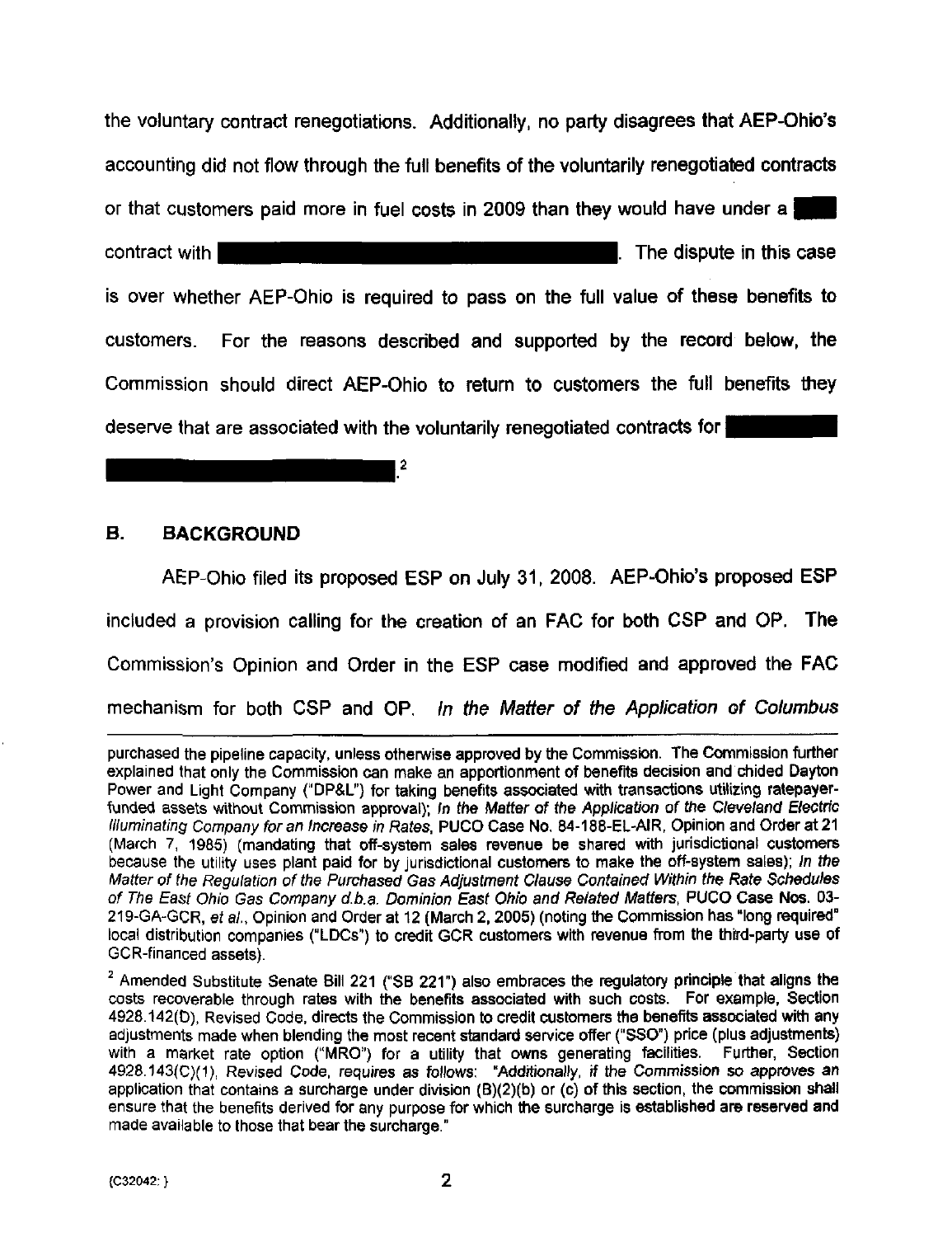the voluntary contract renegotiations. Additionally, no party disagrees that AEP-Ohio's accounting did not flow through the full benefits of the voluntarily renegotiated contracts or that customers paid more in fuel costs in 2009 than they would have under a ██ contract with ████████████████████. The dispute in this case is over whether AEP-Ohio is required to pass on the full value of these benefits to customers. For the reasons described and supported by the record below, the Commission should direct AEP-Ohio to return to customers the full benefits they deserve that are associated with the voluntarily renegotiated contracts for ████ ████████████████.[2]

## B. BACKGROUND

AEP-Ohio filed its proposed ESP on July 31, 2008. AEP-Ohio's proposed ESP included a provision calling for the creation of an FAC for both CSP and OP. The Commission's Opinion and Order in the ESP case modified and approved the FAC mechanism for both CSP and OP. *In the Matter of the Application of Columbus*

---

purchased the pipeline capacity, unless otherwise approved by the Commission. The Commission further explained that only the Commission can make an apportionment of benefits decision and chided Dayton Power and Light Company ("DP&L") for taking benefits associated with transactions utilizing ratepayer-funded assets without Commission approval); *In the Matter of the Application of the Cleveland Electric Illuminating Company for an Increase in Rates*, PUCO Case No. 84-188-EL-AIR, Opinion and Order at 21 (March 7, 1985) (mandating that off-system sales revenue be shared with jurisdictional customers because the utility uses plant paid for by jurisdictional customers to make the off-system sales); *In the Matter of the Regulation of the Purchased Gas Adjustment Clause Contained Within the Rate Schedules of The East Ohio Gas Company d.b.a. Dominion East Ohio and Related Matters*, PUCO Case Nos. 03-219-GA-GCR, *et al.*, Opinion and Order at 12 (March 2, 2005) (noting the Commission has "long required" local distribution companies ("LDCs") to credit GCR customers with revenue from the third-party use of GCR-financed assets).

[2] Amended Substitute Senate Bill 221 ("SB 221") also embraces the regulatory principle that aligns the costs recoverable through rates with the benefits associated with such costs. For example, Section 4928.142(D), Revised Code, directs the Commission to credit customers the benefits associated with any adjustments made when blending the most recent standard service offer ("SSO") price (plus adjustments) with a market rate option ("MRO") for a utility that owns generating facilities. Further, Section 4928.143(C)(1), Revised Code, requires as follows: "*Additionally, if the Commission so approves an application that contains a surcharge under division (B)(2)(b) or (c) of this section, the commission shall ensure that the benefits derived for any purpose for which the surcharge is established are reserved and made available to those that bear the surcharge.*"

{C32042: }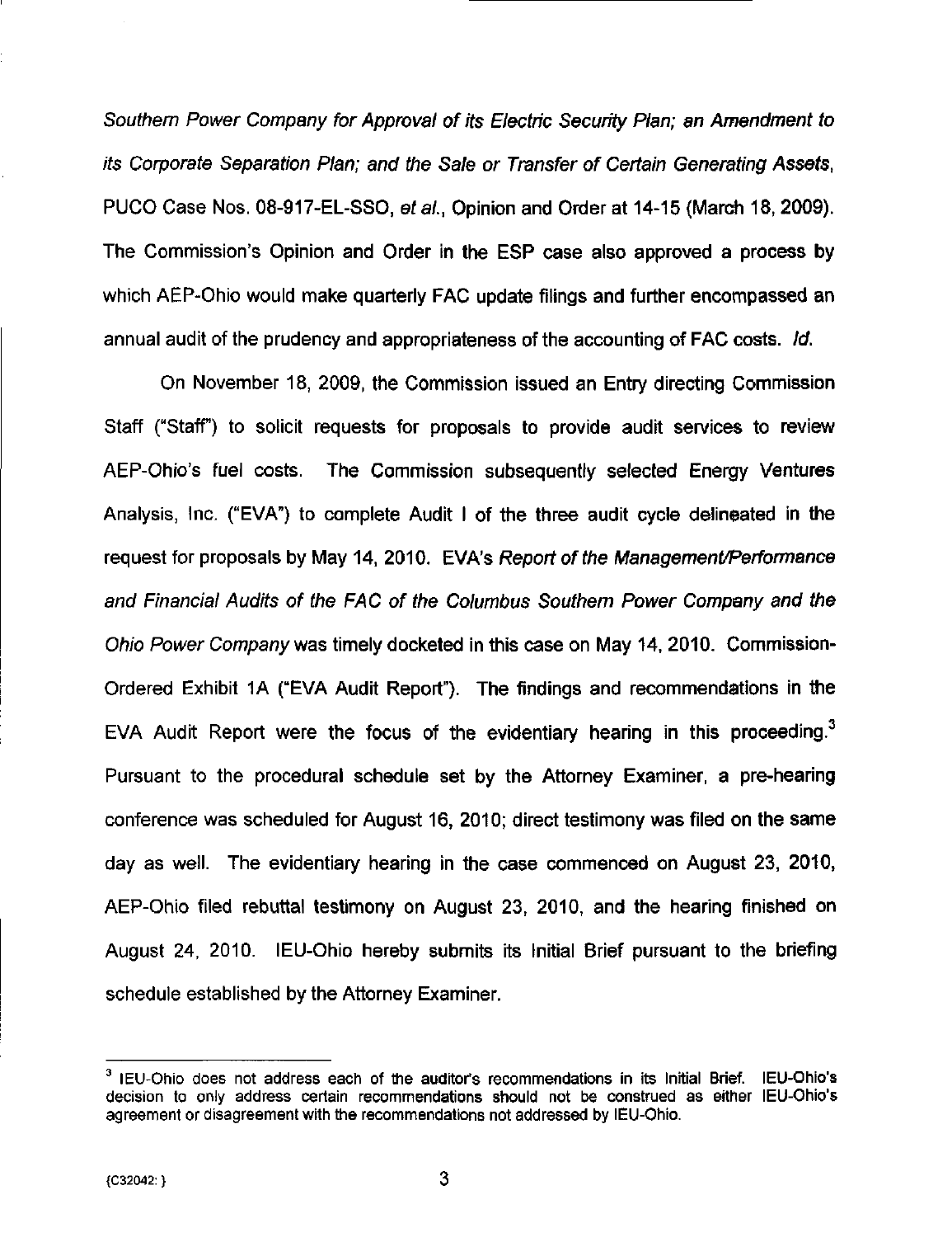*Southern Power Company for Approval of its Electric Security Plan; an Amendment to its Corporate Separation Plan; and the Sale or Transfer of Certain Generating Assets*, PUCO Case Nos. 08-917-EL-SSO, *et al.*, Opinion and Order at 14-15 (March 18, 2009). The Commission's Opinion and Order in the ESP case also approved a process by which AEP-Ohio would make quarterly FAC update filings and further encompassed an annual audit of the prudency and appropriateness of the accounting of FAC costs. *Id.*

On November 18, 2009, the Commission issued an Entry directing Commission Staff ("Staff") to solicit requests for proposals to provide audit services to review AEP-Ohio's fuel costs. The Commission subsequently selected Energy Ventures Analysis, Inc. ("EVA") to complete Audit I of the three audit cycle delineated in the request for proposals by May 14, 2010. EVA's *Report of the Management/Performance and Financial Audits of the FAC of the Columbus Southern Power Company and the Ohio Power Company* was timely docketed in this case on May 14, 2010. Commission-Ordered Exhibit 1A ("EVA Audit Report"). The findings and recommendations in the EVA Audit Report were the focus of the evidentiary hearing in this proceeding.[3] Pursuant to the procedural schedule set by the Attorney Examiner, a pre-hearing conference was scheduled for August 16, 2010; direct testimony was filed on the same day as well. The evidentiary hearing in the case commenced on August 23, 2010, AEP-Ohio filed rebuttal testimony on August 23, 2010, and the hearing finished on August 24, 2010. IEU-Ohio hereby submits its Initial Brief pursuant to the briefing schedule established by the Attorney Examiner.

---

[3] IEU-Ohio does not address each of the auditor's recommendations in its Initial Brief. IEU-Ohio's decision to only address certain recommendations should not be construed as either IEU-Ohio's agreement or disagreement with the recommendations not addressed by IEU-Ohio.

{C32042: }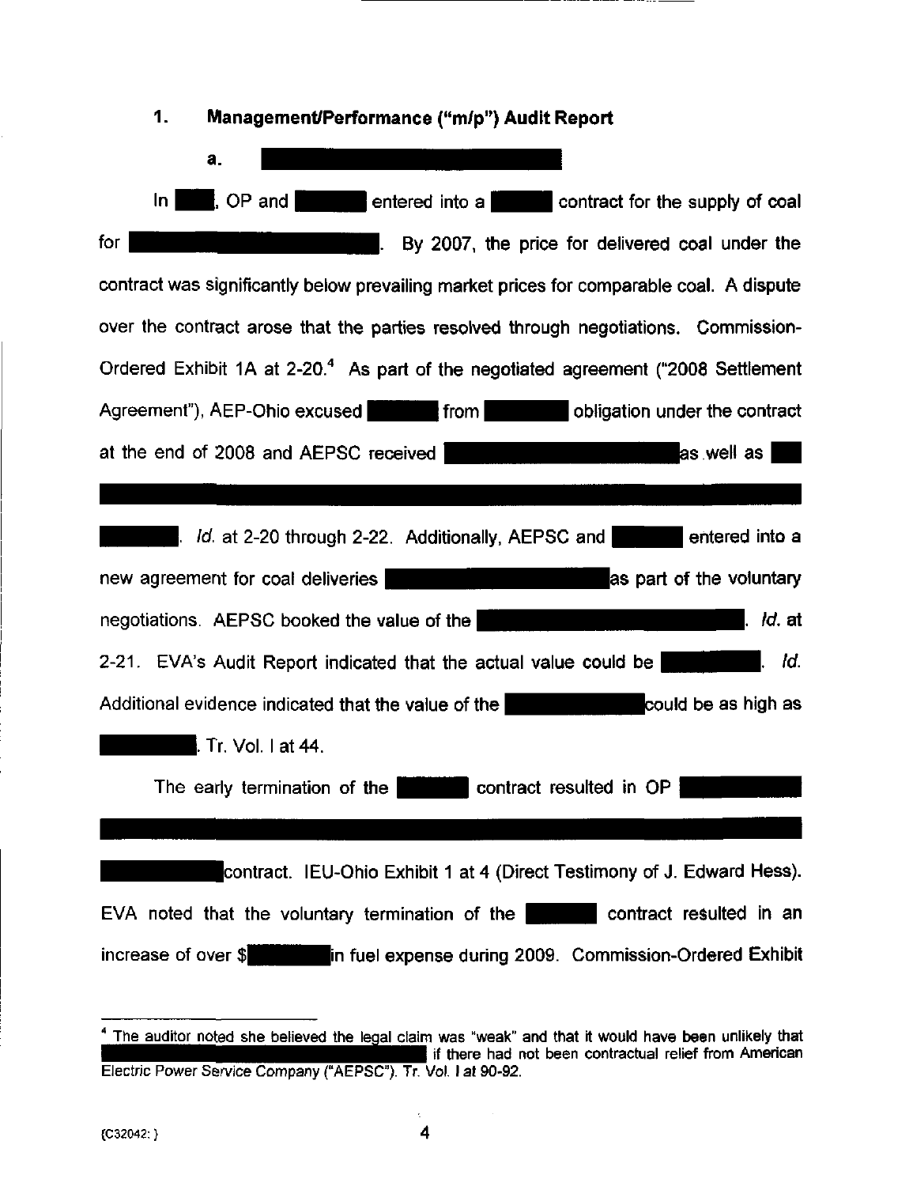## 1. Management/Performance ("m/p") Audit Report

### a.

In , OP and  entered into a  contract for the supply of coal for . By 2007, the price for delivered coal under the contract was significantly below prevailing market prices for comparable coal. A dispute over the contract arose that the parties resolved through negotiations. Commission-Ordered Exhibit 1A at 2-20.[4] As part of the negotiated agreement ("2008 Settlement Agreement"), AEP-Ohio excused  from  obligation under the contract at the end of 2008 and AEPSC received  as well as 

. *Id.* at 2-20 through 2-22. Additionally, AEPSC and  entered into a new agreement for coal deliveries  as part of the voluntary negotiations. AEPSC booked the value of the . *Id.* at 2-21. EVA's Audit Report indicated that the actual value could be . *Id.* Additional evidence indicated that the value of the  could be as high as . Tr. Vol. I at 44.

The early termination of the  contract resulted in OP 

 contract. IEU-Ohio Exhibit 1 at 4 (Direct Testimony of J. Edward Hess). EVA noted that the voluntary termination of the  contract resulted in an increase of over $ in fuel expense during 2009. Commission-Ordered Exhibit

---

[4] The auditor noted she believed the legal claim was "weak" and that it would have been unlikely that  if there had not been contractual relief from American Electric Power Service Company ("AEPSC"). Tr. Vol. I at 90-92.

{C32042: }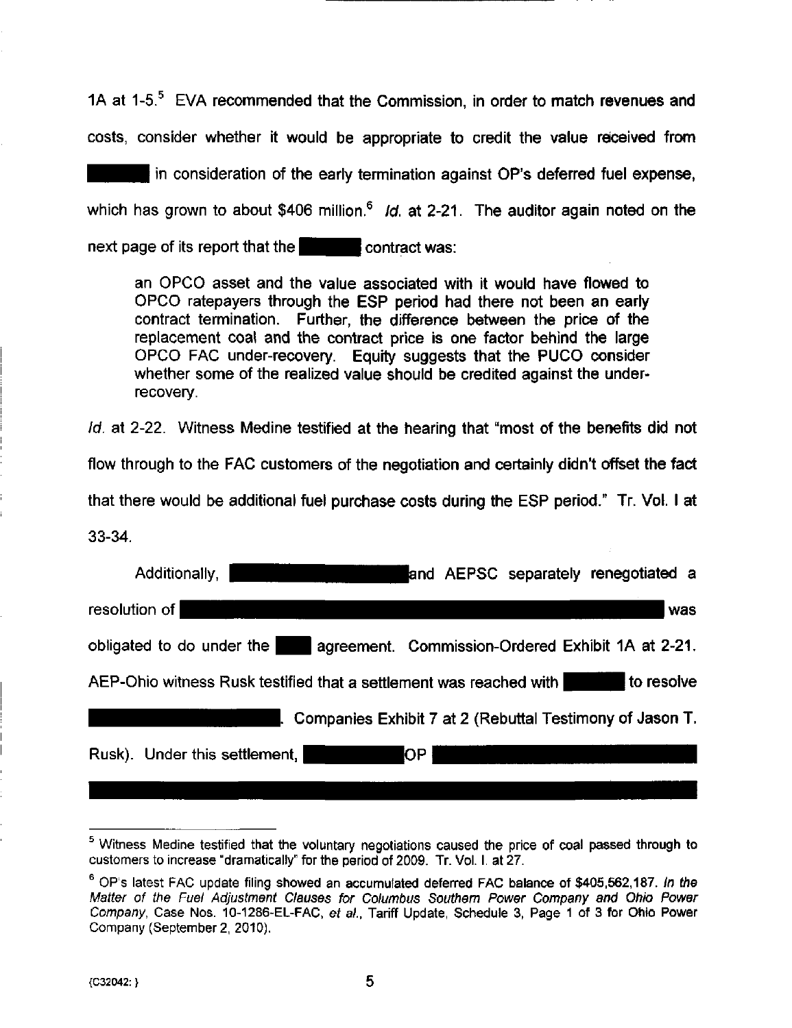1A at 1-5.[5] EVA recommended that the Commission, in order to match revenues and costs, consider whether it would be appropriate to credit the value received from ██████ in consideration of the early termination against OP's deferred fuel expense, which has grown to about $406 million.[6] *Id.* at 2-21. The auditor again noted on the next page of its report that the ██████ contract was:

> an OPCO asset and the value associated with it would have flowed to OPCO ratepayers through the ESP period had there not been an early contract termination. Further, the difference between the price of the replacement coal and the contract price is one factor behind the large OPCO FAC under-recovery. Equity suggests that the PUCO consider whether some of the realized value should be credited against the under-recovery.

*Id.* at 2-22. Witness Medine testified at the hearing that "most of the benefits did not flow through to the FAC customers of the negotiation and certainly didn't offset the fact that there would be additional fuel purchase costs during the ESP period." Tr. Vol. I at 33-34.

Additionally, ████████████████ and AEPSC separately renegotiated a resolution of ████████████████████████████████████████████ was obligated to do under the ████ agreement. Commission-Ordered Exhibit 1A at 2-21. AEP-Ohio witness Rusk testified that a settlement was reached with ██████ to resolve ████████████████. Companies Exhibit 7 at 2 (Rebuttal Testimony of Jason T. Rusk). Under this settlement, ██████████ OP ████████████████████ ████████████████████████████████████████████████████████

---

[5] Witness Medine testified that the voluntary negotiations caused the price of coal passed through to customers to increase "dramatically" for the period of 2009. Tr. Vol. I. at 27.

[6] OP's latest FAC update filing showed an accumulated deferred FAC balance of $405,562,187. *In the Matter of the Fuel Adjustment Clauses for Columbus Southern Power Company and Ohio Power Company*, Case Nos. 10-1286-EL-FAC, *et al.*, Tariff Update, Schedule 3, Page 1 of 3 for Ohio Power Company (September 2, 2010).

{C32042: }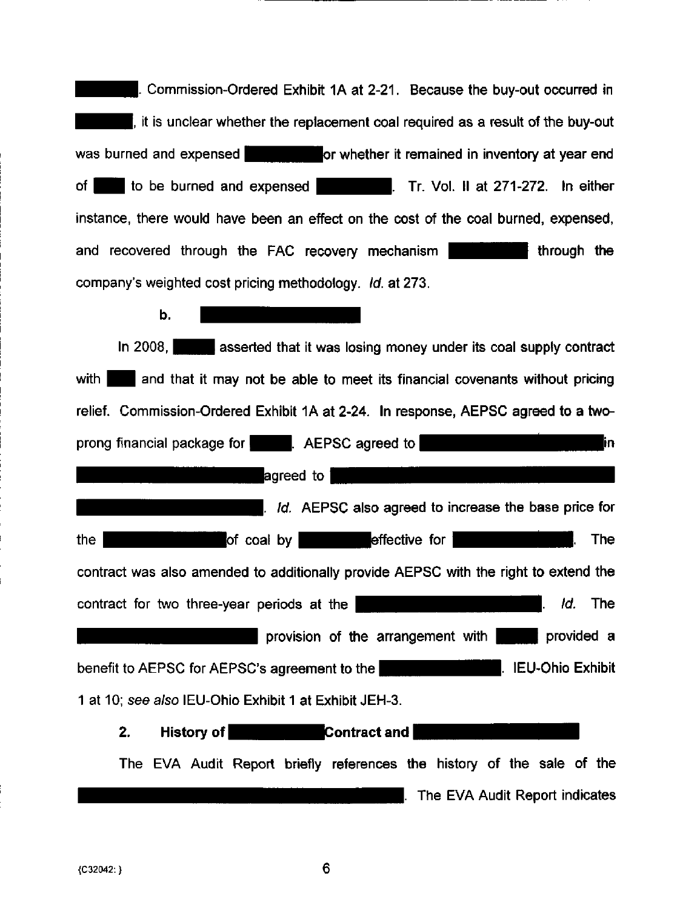[REDACTED]. Commission-Ordered Exhibit 1A at 2-21. Because the buy-out occurred in [REDACTED], it is unclear whether the replacement coal required as a result of the buy-out was burned and expensed [REDACTED] or whether it remained in inventory at year end of [REDACTED] to be burned and expensed [REDACTED]. Tr. Vol. II at 271-272. In either instance, there would have been an effect on the cost of the coal burned, expensed, and recovered through the FAC recovery mechanism [REDACTED] through the company's weighted cost pricing methodology. *Id.* at 273.

**b.** [REDACTED]

In 2008, [REDACTED] asserted that it was losing money under its coal supply contract with [REDACTED] and that it may not be able to meet its financial covenants without pricing relief. Commission-Ordered Exhibit 1A at 2-24. In response, AEPSC agreed to a two-prong financial package for [REDACTED]. AEPSC agreed to [REDACTED] in [REDACTED] agreed to [REDACTED]. *Id.* AEPSC also agreed to increase the base price for the [REDACTED] of coal by [REDACTED] effective for [REDACTED]. The contract was also amended to additionally provide AEPSC with the right to extend the contract for two three-year periods at the [REDACTED]. *Id.* The [REDACTED] provision of the arrangement with [REDACTED] provided a benefit to AEPSC for AEPSC's agreement to the [REDACTED]. IEU-Ohio Exhibit 1 at 10; *see also* IEU-Ohio Exhibit 1 at Exhibit JEH-3.

**2. History of [REDACTED] Contract and [REDACTED]**

The EVA Audit Report briefly references the history of the sale of the [REDACTED]. The EVA Audit Report indicates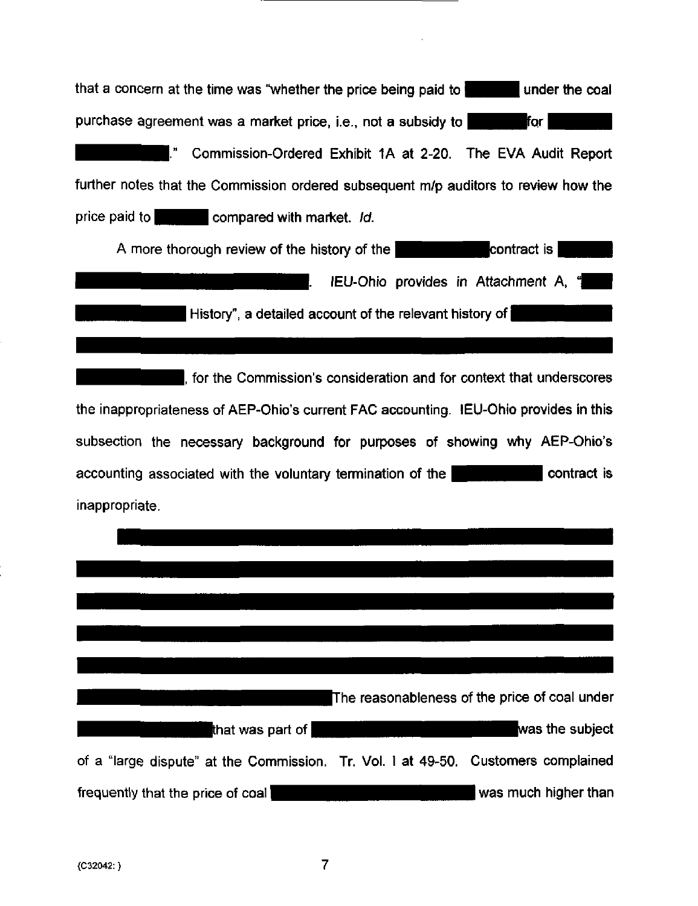that a concern at the time was "whether the price being paid to [REDACTED] under the coal purchase agreement was a market price, i.e., not a subsidy to [REDACTED] for [REDACTED]." Commission-Ordered Exhibit 1A at 2-20. The EVA Audit Report further notes that the Commission ordered subsequent m/p auditors to review how the price paid to [REDACTED] compared with market. *Id.*

A more thorough review of the history of the [REDACTED] contract is [REDACTED]. IEU-Ohio provides in Attachment A, "[REDACTED] History", a detailed account of the relevant history of [REDACTED], for the Commission's consideration and for context that underscores the inappropriateness of AEP-Ohio's current FAC accounting. IEU-Ohio provides in this subsection the necessary background for purposes of showing why AEP-Ohio's accounting associated with the voluntary termination of the [REDACTED] contract is inappropriate.

[REDACTED] The reasonableness of the price of coal under [REDACTED] that was part of [REDACTED] was the subject of a "large dispute" at the Commission. Tr. Vol. I at 49-50. Customers complained frequently that the price of coal [REDACTED] was much higher than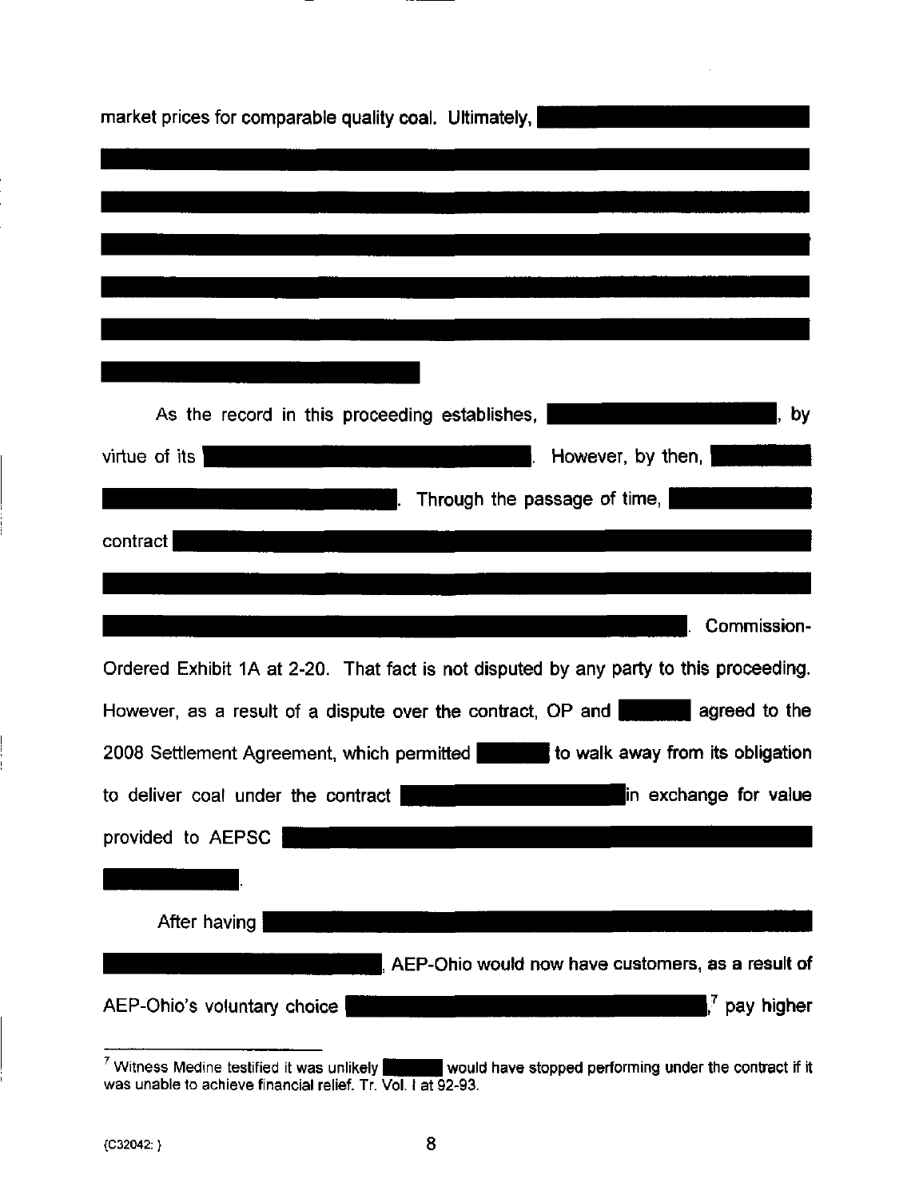market prices for comparable quality coal. Ultimately, [REDACTED]

As the record in this proceeding establishes, [REDACTED], by virtue of its [REDACTED]. However, by then, [REDACTED]. Through the passage of time, [REDACTED] contract [REDACTED]. Commission-Ordered Exhibit 1A at 2-20. That fact is not disputed by any party to this proceeding. However, as a result of a dispute over the contract, OP and [REDACTED] agreed to the 2008 Settlement Agreement, which permitted [REDACTED] to walk away from its obligation to deliver coal under the contract [REDACTED] in exchange for value provided to AEPSC [REDACTED].

After having [REDACTED], AEP-Ohio would now have customers, as a result of AEP-Ohio's voluntary choice [REDACTED],[7] pay higher

---

[7] Witness Medine testified it was unlikely [REDACTED] would have stopped performing under the contract if it was unable to achieve financial relief. Tr. Vol. I at 92-93.

{C32042: }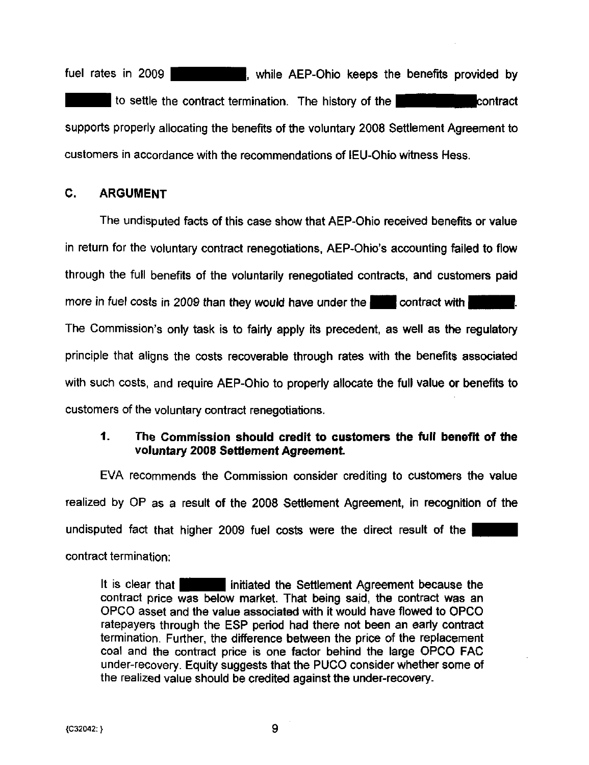fuel rates in 2009 ██████, while AEP-Ohio keeps the benefits provided by ██████ to settle the contract termination. The history of the ██████ contract supports properly allocating the benefits of the voluntary 2008 Settlement Agreement to customers in accordance with the recommendations of IEU-Ohio witness Hess.

## C. ARGUMENT

The undisputed facts of this case show that AEP-Ohio received benefits or value in return for the voluntary contract renegotiations, AEP-Ohio's accounting failed to flow through the full benefits of the voluntarily renegotiated contracts, and customers paid more in fuel costs in 2009 than they would have under the ████ contract with ██████. The Commission's only task is to fairly apply its precedent, as well as the regulatory principle that aligns the costs recoverable through rates with the benefits associated with such costs, and require AEP-Ohio to properly allocate the full value or benefits to customers of the voluntary contract renegotiations.

### 1. The Commission should credit to customers the full benefit of the voluntary 2008 Settlement Agreement.

EVA recommends the Commission consider crediting to customers the value realized by OP as a result of the 2008 Settlement Agreement, in recognition of the undisputed fact that higher 2009 fuel costs were the direct result of the ██████ contract termination:

> It is clear that ██████ initiated the Settlement Agreement because the contract price was below market. That being said, the contract was an OPCO asset and the value associated with it would have flowed to OPCO ratepayers through the ESP period had there not been an early contract termination. Further, the difference between the price of the replacement coal and the contract price is one factor behind the large OPCO FAC under-recovery. Equity suggests that the PUCO consider whether some of the realized value should be credited against the under-recovery.

{C32042: }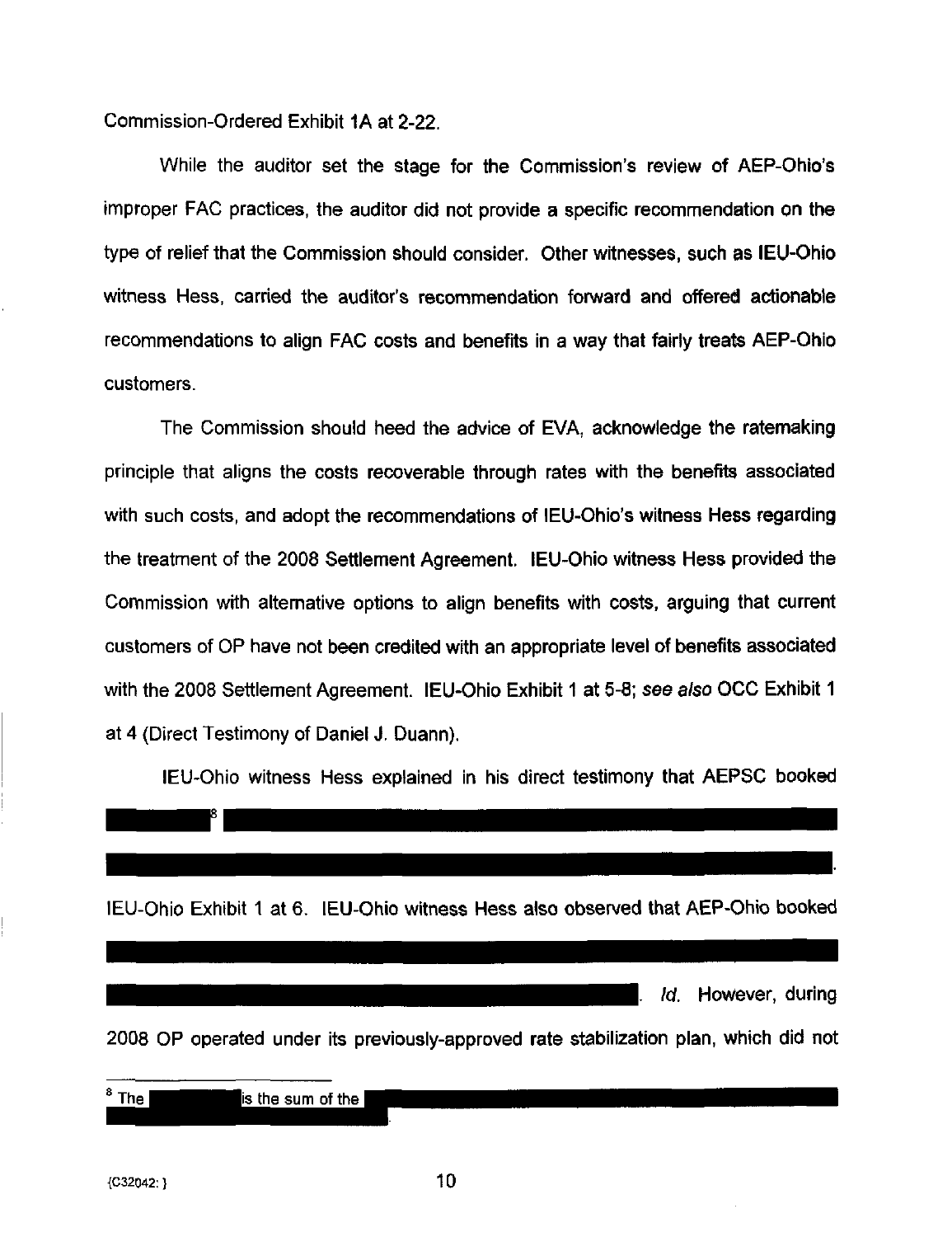Commission-Ordered Exhibit 1A at 2-22.

While the auditor set the stage for the Commission's review of AEP-Ohio's improper FAC practices, the auditor did not provide a specific recommendation on the type of relief that the Commission should consider. Other witnesses, such as IEU-Ohio witness Hess, carried the auditor's recommendation forward and offered actionable recommendations to align FAC costs and benefits in a way that fairly treats AEP-Ohio customers.

The Commission should heed the advice of EVA, acknowledge the ratemaking principle that aligns the costs recoverable through rates with the benefits associated with such costs, and adopt the recommendations of IEU-Ohio's witness Hess regarding the treatment of the 2008 Settlement Agreement. IEU-Ohio witness Hess provided the Commission with alternative options to align benefits with costs, arguing that current customers of OP have not been credited with an appropriate level of benefits associated with the 2008 Settlement Agreement. IEU-Ohio Exhibit 1 at 5-8; *see also* OCC Exhibit 1 at 4 (Direct Testimony of Daniel J. Duann).

IEU-Ohio witness Hess explained in his direct testimony that AEPSC booked [REDACTED][8] [REDACTED]. IEU-Ohio Exhibit 1 at 6. IEU-Ohio witness Hess also observed that AEP-Ohio booked [REDACTED]. *Id.* However, during 2008 OP operated under its previously-approved rate stabilization plan, which did not

---

[8] The [REDACTED] is the sum of the [REDACTED].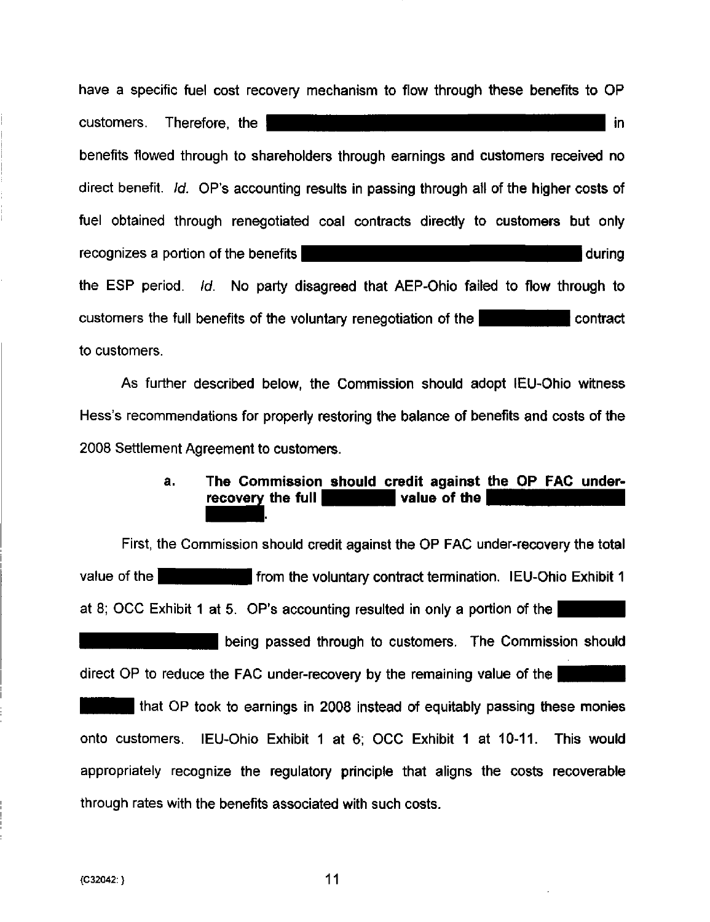have a specific fuel cost recovery mechanism to flow through these benefits to OP customers. Therefore, the [REDACTED] in benefits flowed through to shareholders through earnings and customers received no direct benefit. *Id.* OP's accounting results in passing through all of the higher costs of fuel obtained through renegotiated coal contracts directly to customers but only recognizes a portion of the benefits [REDACTED] during the ESP period. *Id.* No party disagreed that AEP-Ohio failed to flow through to customers the full benefits of the voluntary renegotiation of the [REDACTED] contract to customers.

As further described below, the Commission should adopt IEU-Ohio witness Hess's recommendations for properly restoring the balance of benefits and costs of the 2008 Settlement Agreement to customers.

**a. The Commission should credit against the OP FAC under-recovery the full [REDACTED] value of the [REDACTED] [REDACTED].**

First, the Commission should credit against the OP FAC under-recovery the total value of the [REDACTED] from the voluntary contract termination. IEU-Ohio Exhibit 1 at 8; OCC Exhibit 1 at 5. OP's accounting resulted in only a portion of the [REDACTED] [REDACTED] being passed through to customers. The Commission should direct OP to reduce the FAC under-recovery by the remaining value of the [REDACTED] [REDACTED] that OP took to earnings in 2008 instead of equitably passing these monies onto customers. IEU-Ohio Exhibit 1 at 6; OCC Exhibit 1 at 10-11. This would appropriately recognize the regulatory principle that aligns the costs recoverable through rates with the benefits associated with such costs.

{C32042: }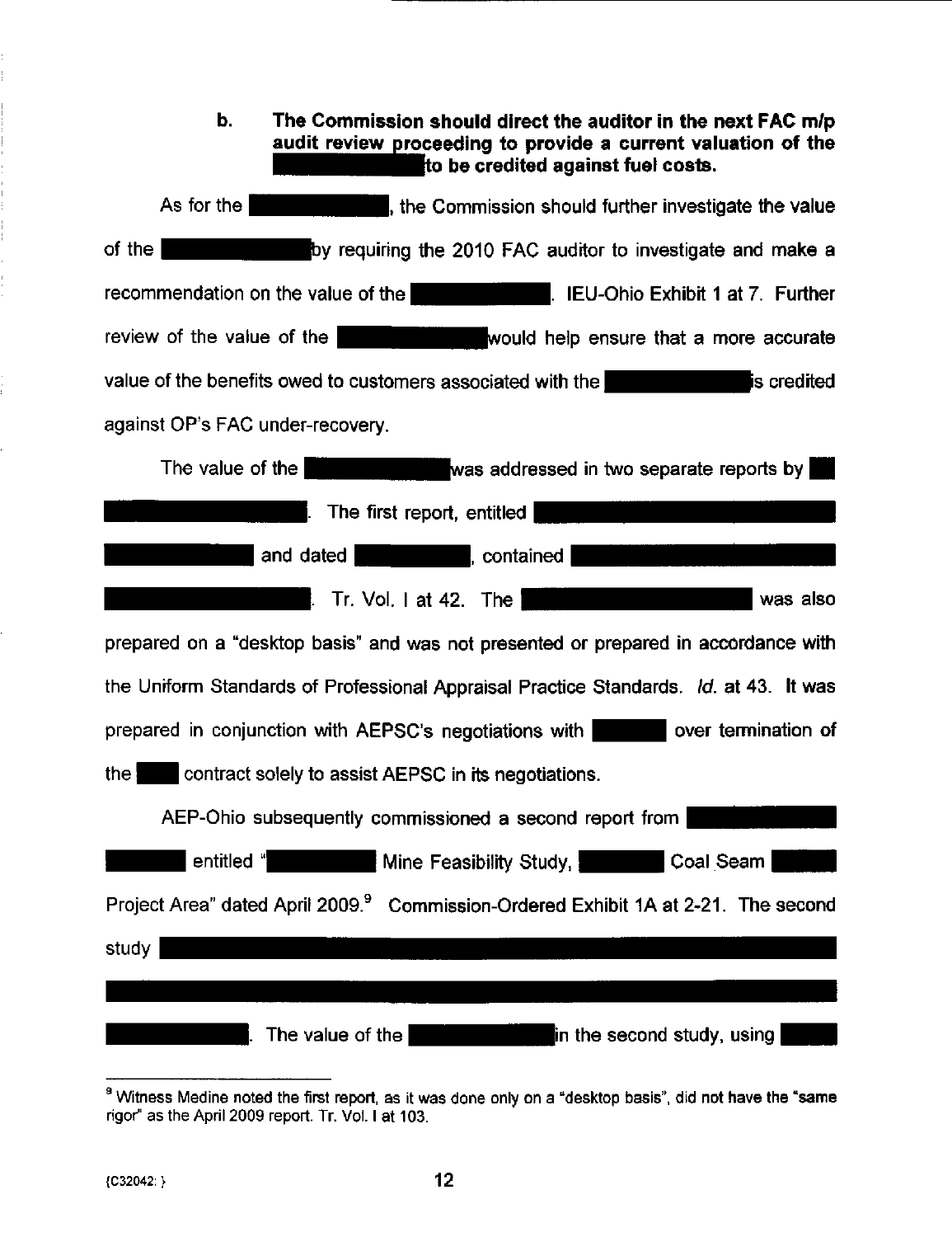**b. The Commission should direct the auditor in the next FAC m/p audit review proceeding to provide a current valuation of the ███████████ to be credited against fuel costs.**

As for the ███████████, the Commission should further investigate the value of the ███████████ by requiring the 2010 FAC auditor to investigate and make a recommendation on the value of the ███████████. IEU-Ohio Exhibit 1 at 7. Further review of the value of the ███████████ would help ensure that a more accurate value of the benefits owed to customers associated with the ███████████ is credited against OP's FAC under-recovery.

The value of the ███████████ was addressed in two separate reports by ██ ███████████. The first report, entitled ███████████ ███████████ and dated ███████████, contained ███████████ ███████████. Tr. Vol. I at 42. The ███████████ was also prepared on a "desktop basis" and was not presented or prepared in accordance with the Uniform Standards of Professional Appraisal Practice Standards. *Id.* at 43. It was prepared in conjunction with AEPSC's negotiations with ██████ over termination of the ████ contract solely to assist AEPSC in its negotiations.

AEP-Ohio subsequently commissioned a second report from ███████████ ███████ entitled "███████ Mine Feasibility Study, ███████ Coal Seam █████ Project Area" dated April 2009.[9] Commission-Ordered Exhibit 1A at 2-21. The second study ███████████ ███████████ ███████████. The value of the ███████████ in the second study, using █████

---

[9] Witness Medine noted the first report, as it was done only on a "desktop basis", did not have the "same rigor" as the April 2009 report. Tr. Vol. I at 103.

{C32042: }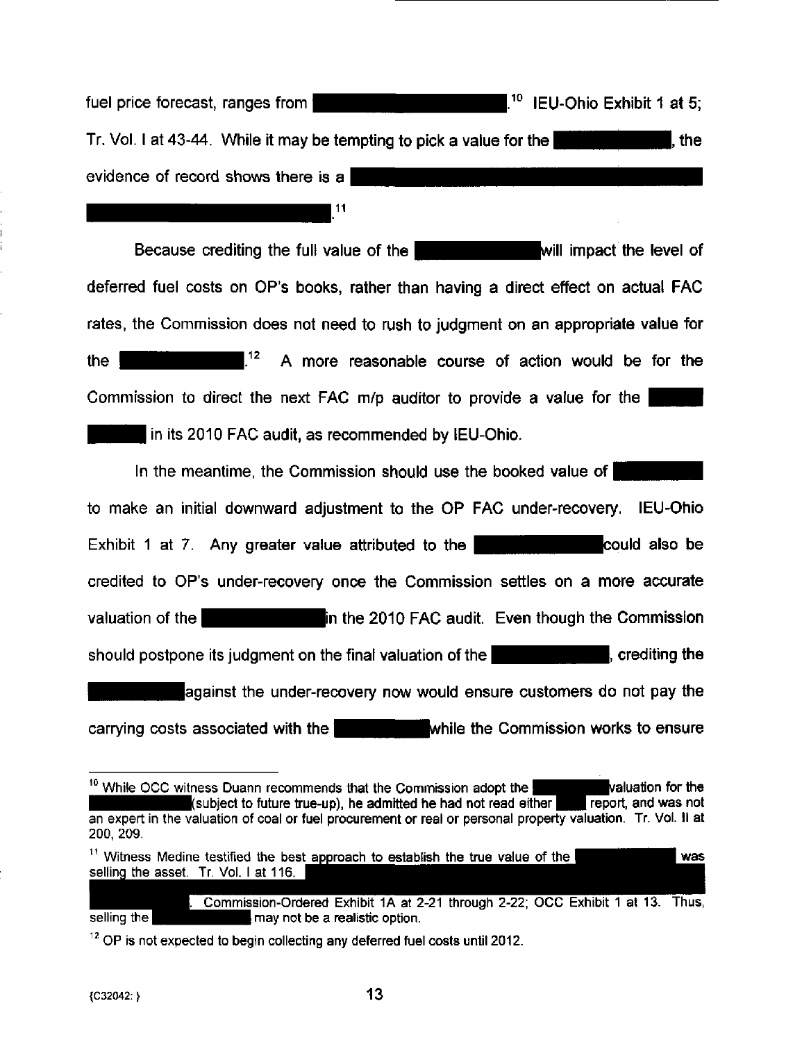fuel price forecast, ranges from [REDACTED].[10] IEU-Ohio Exhibit 1 at 5; Tr. Vol. I at 43-44. While it may be tempting to pick a value for the [REDACTED], the evidence of record shows there is a [REDACTED].[11]

Because crediting the full value of the [REDACTED] will impact the level of deferred fuel costs on OP's books, rather than having a direct effect on actual FAC rates, the Commission does not need to rush to judgment on an appropriate value for the [REDACTED].[12] A more reasonable course of action would be for the Commission to direct the next FAC m/p auditor to provide a value for the [REDACTED] in its 2010 FAC audit, as recommended by IEU-Ohio.

In the meantime, the Commission should use the booked value of [REDACTED] to make an initial downward adjustment to the OP FAC under-recovery. IEU-Ohio Exhibit 1 at 7. Any greater value attributed to the [REDACTED] could also be credited to OP's under-recovery once the Commission settles on a more accurate valuation of the [REDACTED] in the 2010 FAC audit. Even though the Commission should postpone its judgment on the final valuation of the [REDACTED], crediting the [REDACTED] against the under-recovery now would ensure customers do not pay the carrying costs associated with the [REDACTED] while the Commission works to ensure

---

[10] While OCC witness Duann recommends that the Commission adopt the [REDACTED] valuation for the [REDACTED] (subject to future true-up), he admitted he had not read either [REDACTED] report, and was not an expert in the valuation of coal or fuel procurement or real or personal property valuation. Tr. Vol. II at 200, 209.

[11] Witness Medine testified the best approach to establish the true value of the [REDACTED] was selling the asset. Tr. Vol. I at 116. [REDACTED]. Commission-Ordered Exhibit 1A at 2-21 through 2-22; OCC Exhibit 1 at 13. Thus, selling the [REDACTED] may not be a realistic option.

[12] OP is not expected to begin collecting any deferred fuel costs until 2012.

{C32042: }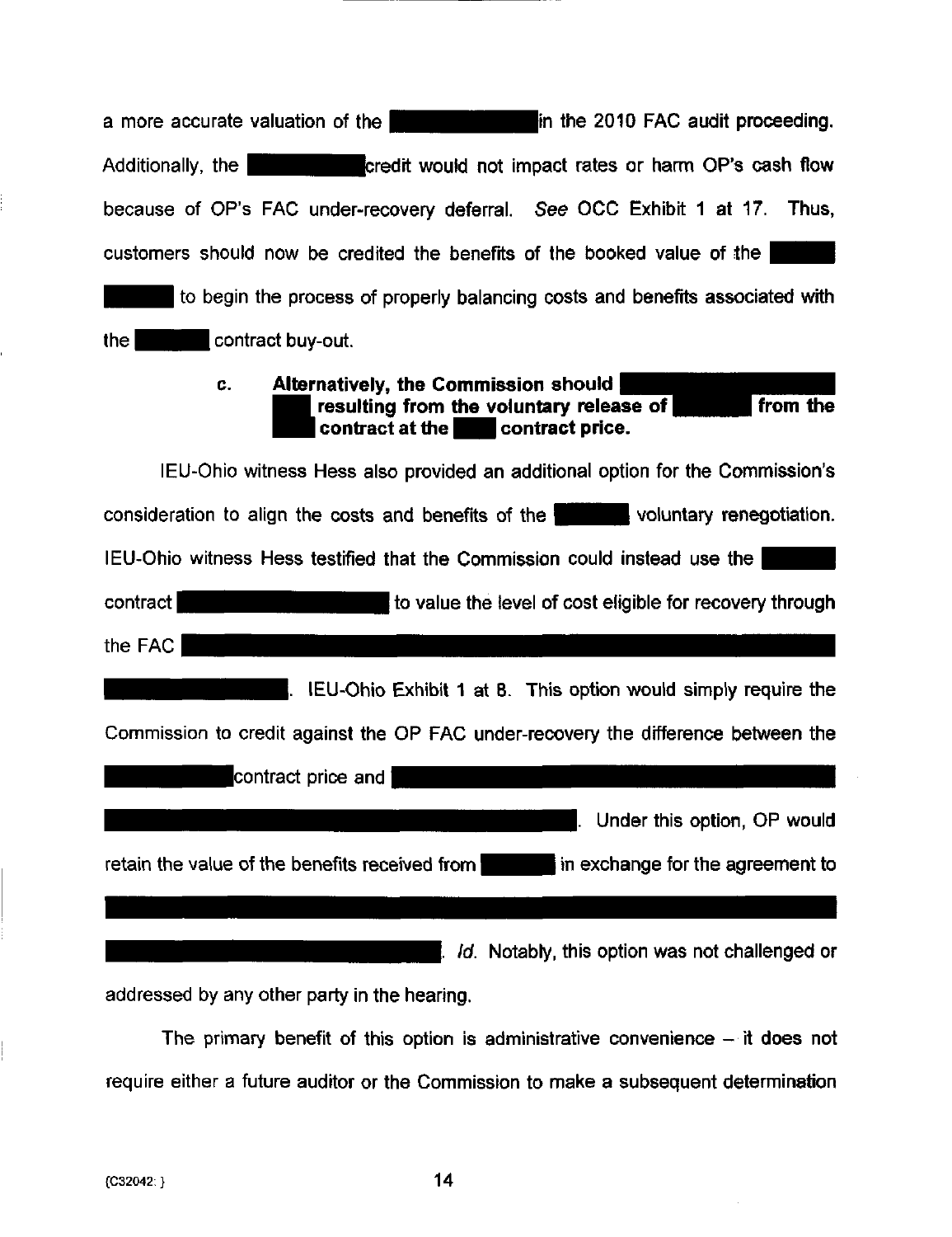a more accurate valuation of the in the 2010 FAC audit proceeding. Additionally, the credit would not impact rates or harm OP's cash flow because of OP's FAC under-recovery deferral. *See* OCC Exhibit 1 at 17. Thus, customers should now be credited the benefits of the booked value of the to begin the process of properly balancing costs and benefits associated with the contract buy-out.

**c. Alternatively, the Commission should resulting from the voluntary release of from the contract at the contract price.**

IEU-Ohio witness Hess also provided an additional option for the Commission's consideration to align the costs and benefits of the voluntary renegotiation. IEU-Ohio witness Hess testified that the Commission could instead use the contract to value the level of cost eligible for recovery through the FAC . IEU-Ohio Exhibit 1 at 8. This option would simply require the Commission to credit against the OP FAC under-recovery the difference between the contract price and . Under this option, OP would retain the value of the benefits received from in exchange for the agreement to . *Id.* Notably, this option was not challenged or addressed by any other party in the hearing.

The primary benefit of this option is administrative convenience – it does not require either a future auditor or the Commission to make a subsequent determination

{C32042: }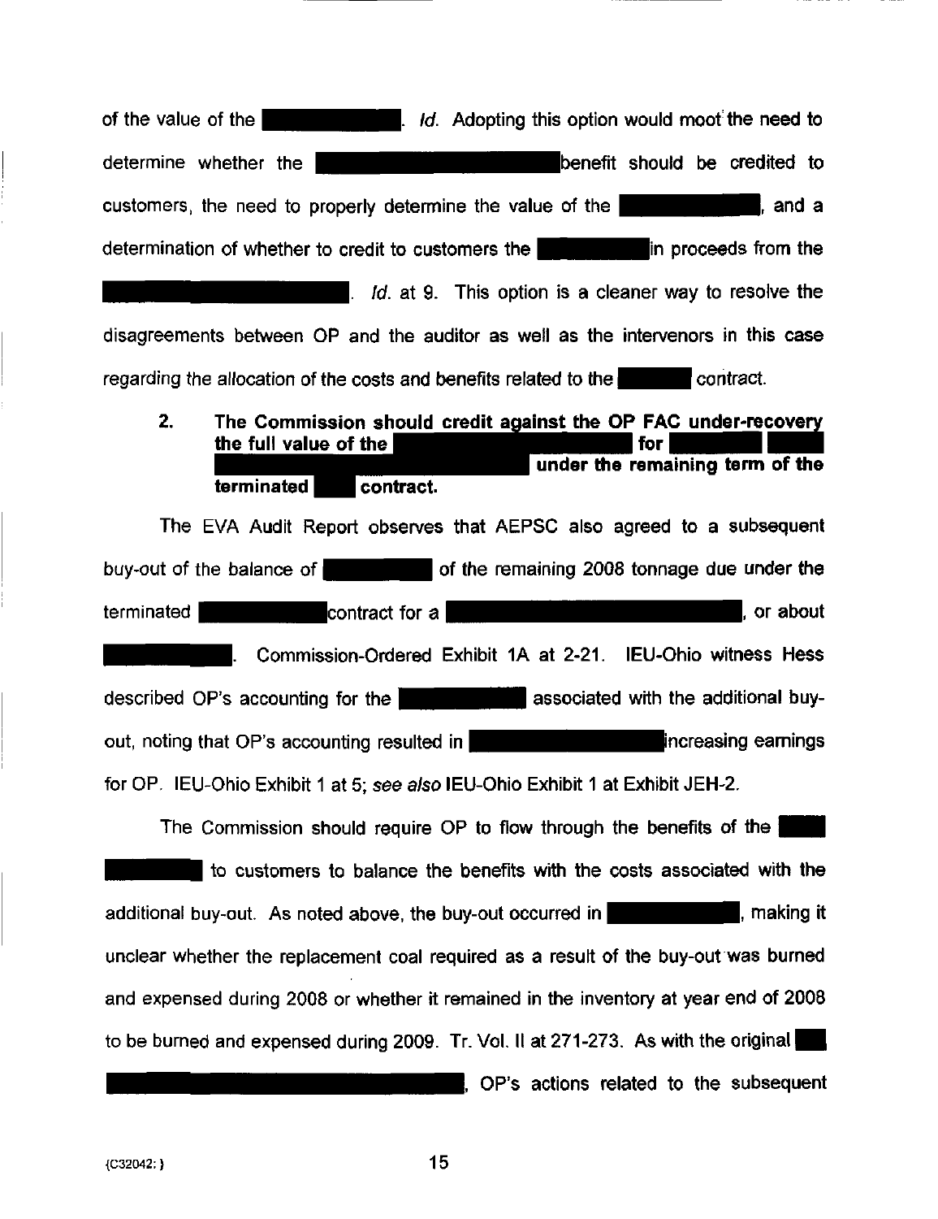of the value of the [REDACTED]. *Id.* Adopting this option would moot the need to determine whether the [REDACTED] benefit should be credited to customers, the need to properly determine the value of the [REDACTED], and a determination of whether to credit to customers the [REDACTED] in proceeds from the [REDACTED]. *Id.* at 9. This option is a cleaner way to resolve the disagreements between OP and the auditor as well as the intervenors in this case regarding the allocation of the costs and benefits related to the [REDACTED] contract.

2. **The Commission should credit against the OP FAC under-recovery the full value of the [REDACTED] for [REDACTED] [REDACTED] under the remaining term of the terminated [REDACTED] contract.**

The EVA Audit Report observes that AEPSC also agreed to a subsequent buy-out of the balance of [REDACTED] of the remaining 2008 tonnage due under the terminated [REDACTED] contract for a [REDACTED], or about [REDACTED]. Commission-Ordered Exhibit 1A at 2-21. IEU-Ohio witness Hess described OP's accounting for the [REDACTED] associated with the additional buy-out, noting that OP's accounting resulted in [REDACTED] increasing earnings for OP. IEU-Ohio Exhibit 1 at 5; *see also* IEU-Ohio Exhibit 1 at Exhibit JEH-2.

The Commission should require OP to flow through the benefits of the [REDACTED] to customers to balance the benefits with the costs associated with the additional buy-out. As noted above, the buy-out occurred in [REDACTED], making it unclear whether the replacement coal required as a result of the buy-out was burned and expensed during 2008 or whether it remained in the inventory at year end of 2008 to be burned and expensed during 2009. Tr. Vol. II at 271-273. As with the original [REDACTED], OP's actions related to the subsequent

{C32042: }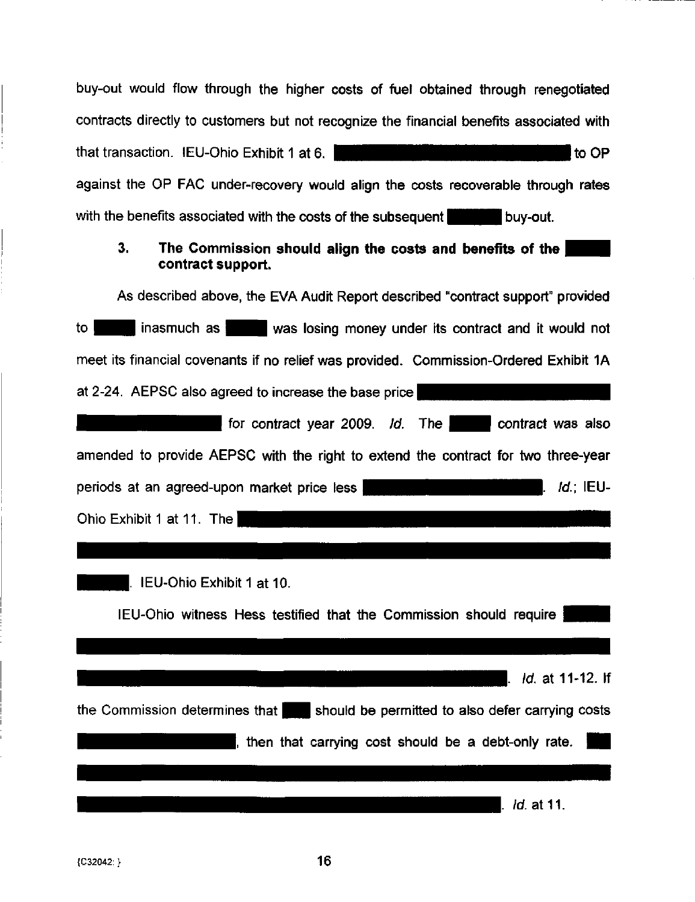buy-out would flow through the higher costs of fuel obtained through renegotiated contracts directly to customers but not recognize the financial benefits associated with that transaction. IEU-Ohio Exhibit 1 at 6. ████████████████████ to OP against the OP FAC under-recovery would align the costs recoverable through rates with the benefits associated with the costs of the subsequent ████ buy-out.

### 3. The Commission should align the costs and benefits of the ████ contract support.

As described above, the EVA Audit Report described "contract support" provided to ████ inasmuch as ████ was losing money under its contract and it would not meet its financial covenants if no relief was provided. Commission-Ordered Exhibit 1A at 2-24. AEPSC also agreed to increase the base price ████████████████████ ████████ for contract year 2009. *Id.* The ████ contract was also amended to provide AEPSC with the right to extend the contract for two three-year periods at an agreed-upon market price less ████████████. *Id.*; IEU-Ohio Exhibit 1 at 11. The ████████████████████████████████ ████████████████████████████████████████ ████. IEU-Ohio Exhibit 1 at 10.

IEU-Ohio witness Hess testified that the Commission should require ████ ████████████████████████████████████████ ████████████████████████████████. *Id.* at 11-12. If the Commission determines that ███ should be permitted to also defer carrying costs ████████████, then that carrying cost should be a debt-only rate. ███ ████████████████████████████████████████ ████████████████████████████████. *Id.* at 11.

{C32042: }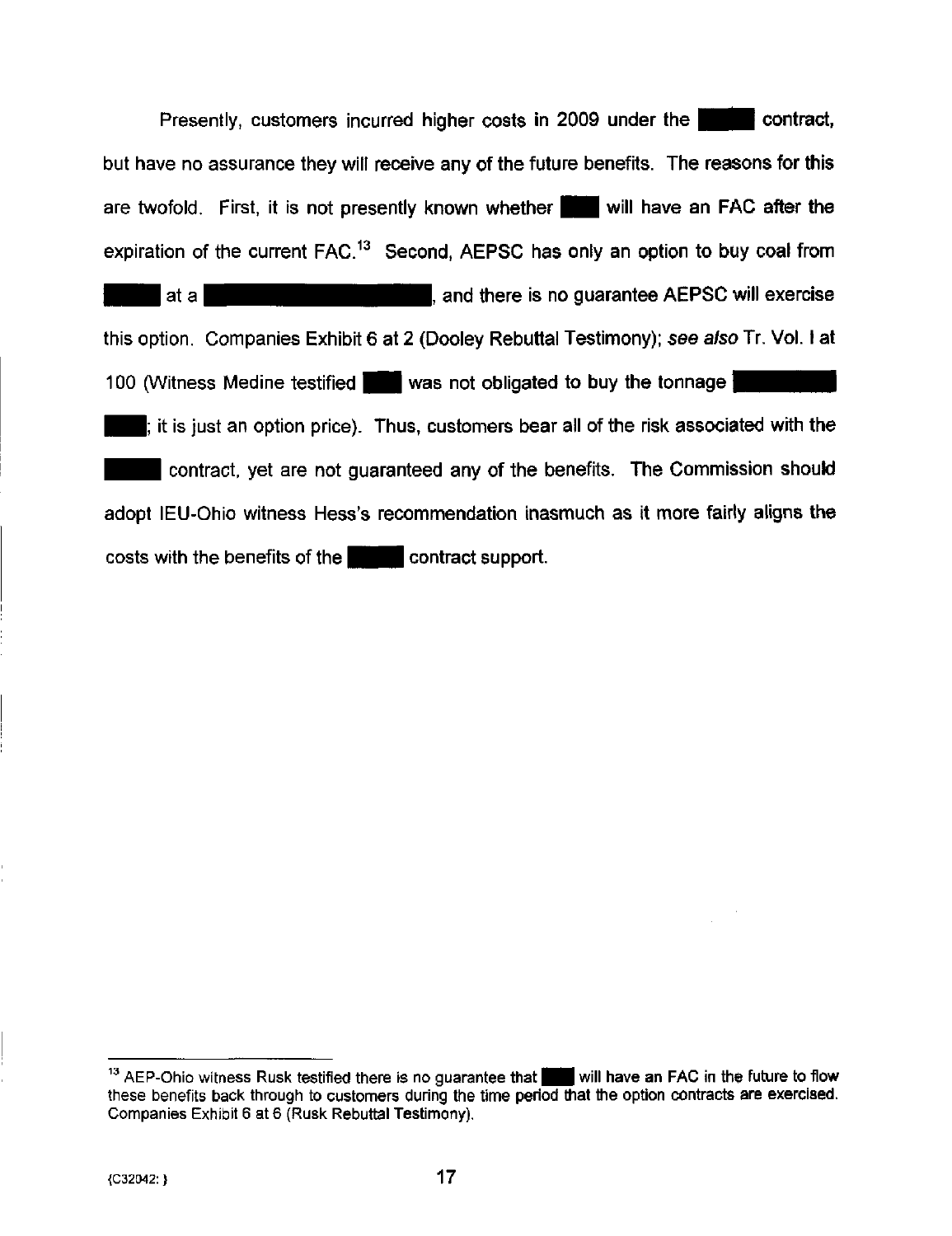Presently, customers incurred higher costs in 2009 under the ██████ contract, but have no assurance they will receive any of the future benefits. The reasons for this are twofold. First, it is not presently known whether ████ will have an FAC after the expiration of the current FAC.[13] Second, AEPSC has only an option to buy coal from ██████ at a ████████████████████, and there is no guarantee AEPSC will exercise this option. Companies Exhibit 6 at 2 (Dooley Rebuttal Testimony); *see also* Tr. Vol. I at 100 (Witness Medine testified ████ was not obligated to buy the tonnage ██████████ ████; it is just an option price). Thus, customers bear all of the risk associated with the ██████ contract, yet are not guaranteed any of the benefits. The Commission should adopt IEU-Ohio witness Hess's recommendation inasmuch as it more fairly aligns the costs with the benefits of the ██████ contract support.

---

[13] AEP-Ohio witness Rusk testified there is no guarantee that ████ will have an FAC in the future to flow these benefits back through to customers during the time period that the option contracts are exercised. Companies Exhibit 6 at 6 (Rusk Rebuttal Testimony).

{C32042: }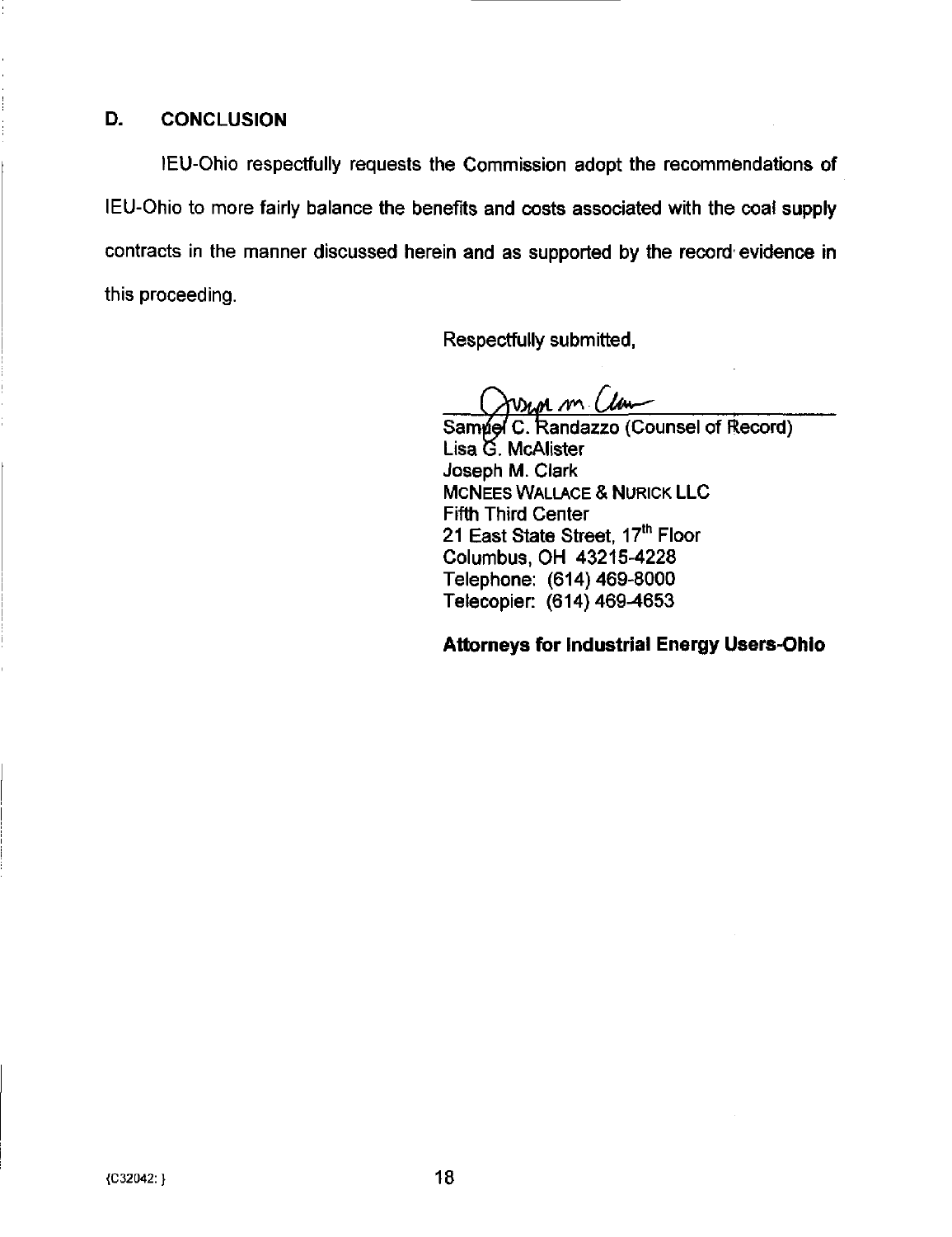## D. CONCLUSION

IEU-Ohio respectfully requests the Commission adopt the recommendations of IEU-Ohio to more fairly balance the benefits and costs associated with the coal supply contracts in the manner discussed herein and as supported by the record evidence in this proceeding.

Respectfully submitted,

Samuel C. Randazzo (Counsel of Record)
Lisa G. McAlister
Joseph M. Clark
McNees Wallace & Nurick LLC
Fifth Third Center
21 East State Street, 17th Floor
Columbus, OH 43215-4228
Telephone: (614) 469-8000
Telecopier: (614) 469-4653

**Attorneys for Industrial Energy Users-Ohio**

{C32042: }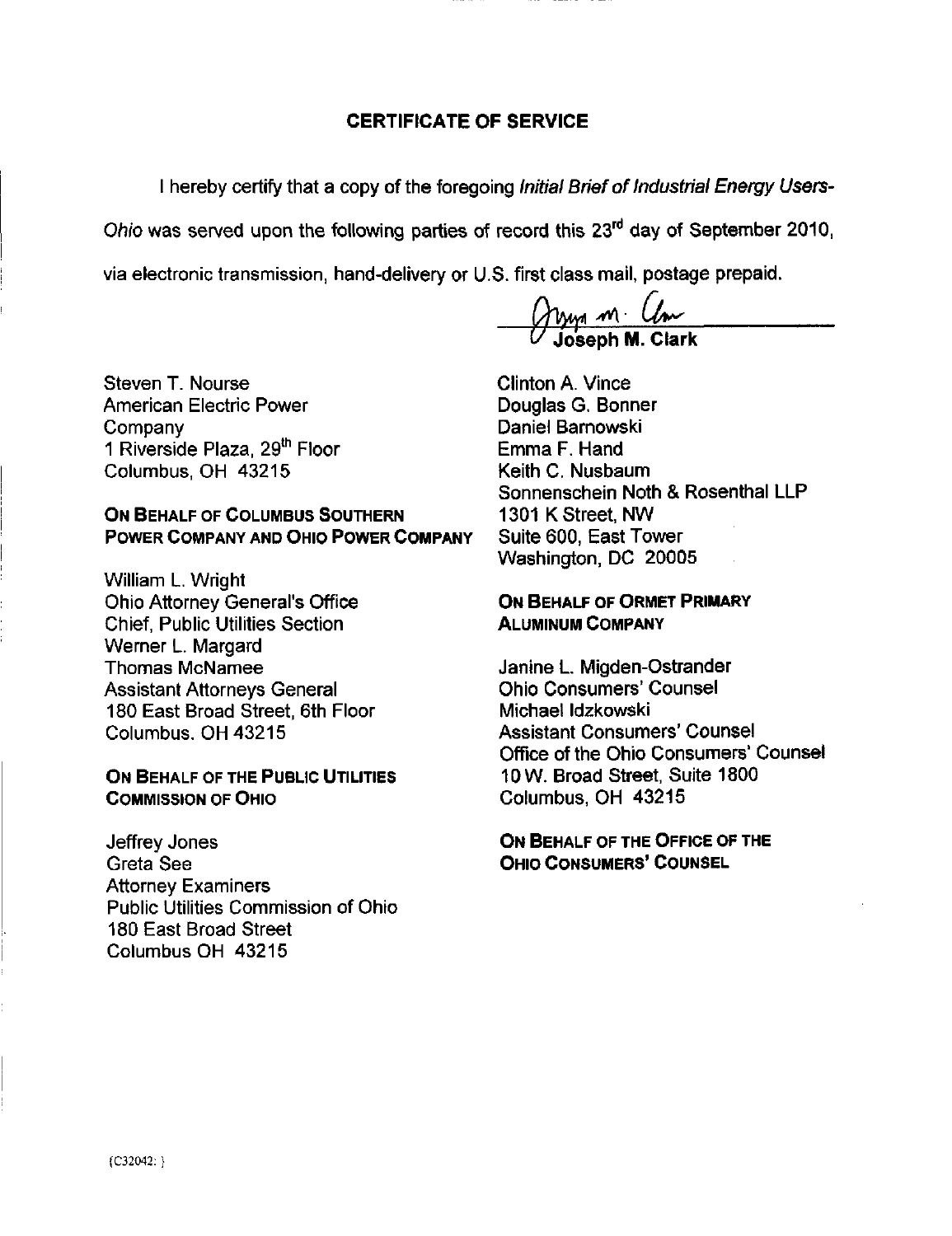## CERTIFICATE OF SERVICE

I hereby certify that a copy of the foregoing *Initial Brief of Industrial Energy Users-Ohio* was served upon the following parties of record this 23rd day of September 2010, via electronic transmission, hand-delivery or U.S. first class mail, postage prepaid.

Joseph M. Clark

Steven T. Nourse
American Electric Power Company
1 Riverside Plaza, 29th Floor
Columbus, OH 43215

**ON BEHALF OF COLUMBUS SOUTHERN POWER COMPANY AND OHIO POWER COMPANY**

William L. Wright
Ohio Attorney General's Office
Chief, Public Utilities Section
Werner L. Margard
Thomas McNamee
Assistant Attorneys General
180 East Broad Street, 6th Floor
Columbus, OH 43215

**ON BEHALF OF THE PUBLIC UTILITIES COMMISSION OF OHIO**

Jeffrey Jones
Greta See
Attorney Examiners
Public Utilities Commission of Ohio
180 East Broad Street
Columbus OH 43215

Clinton A. Vince
Douglas G. Bonner
Daniel Barnowski
Emma F. Hand
Keith C. Nusbaum
Sonnenschein Noth & Rosenthal LLP
1301 K Street, NW
Suite 600, East Tower
Washington, DC 20005

**ON BEHALF OF ORMET PRIMARY ALUMINUM COMPANY**

Janine L. Migden-Ostrander
Ohio Consumers' Counsel
Michael Idzkowski
Assistant Consumers' Counsel
Office of the Ohio Consumers' Counsel
10 W. Broad Street, Suite 1800
Columbus, OH 43215

**ON BEHALF OF THE OFFICE OF THE OHIO CONSUMERS' COUNSEL**

{C32042: }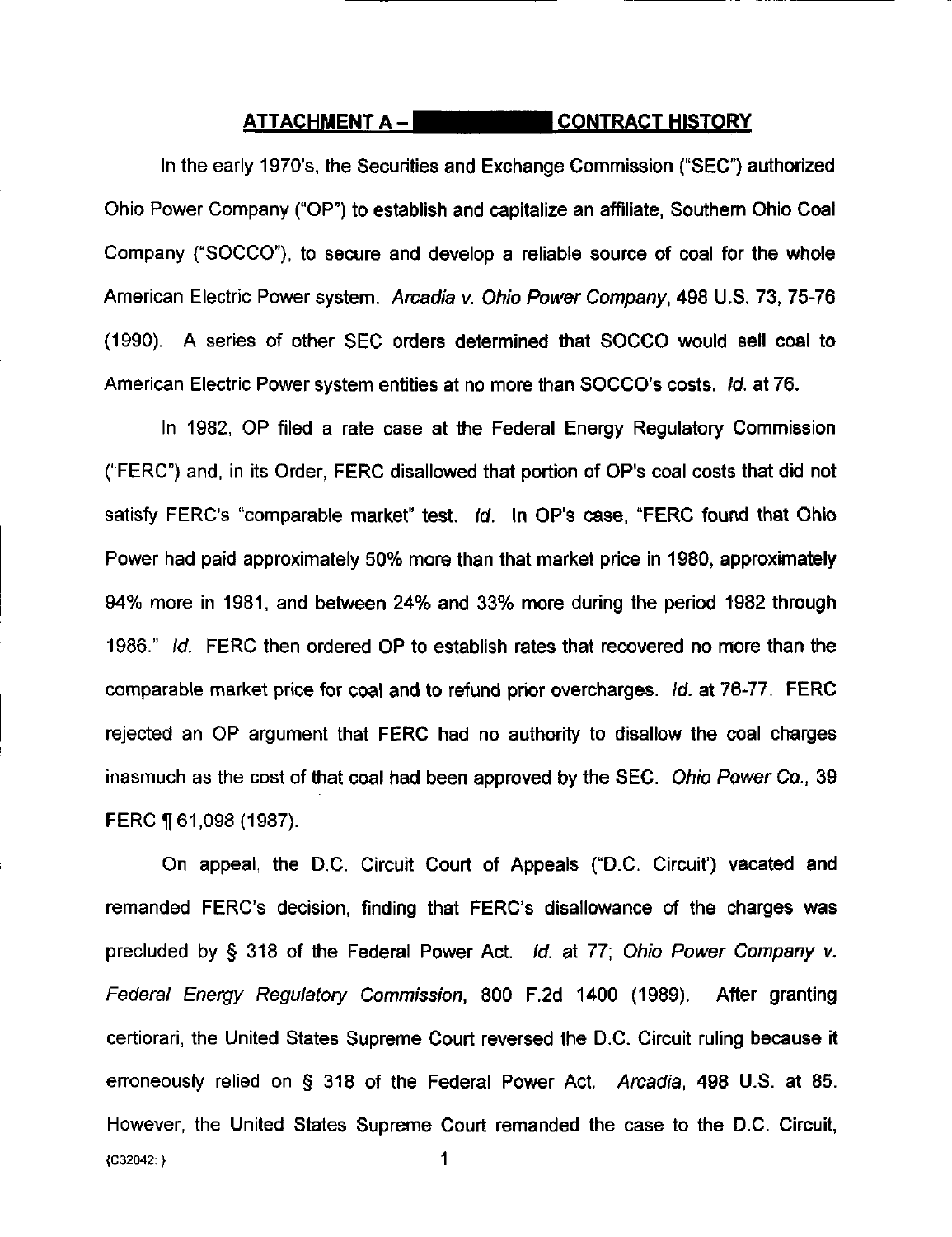## ATTACHMENT A – CONTRACT HISTORY

In the early 1970's, the Securities and Exchange Commission ("SEC") authorized Ohio Power Company ("OP") to establish and capitalize an affiliate, Southern Ohio Coal Company ("SOCCO"), to secure and develop a reliable source of coal for the whole American Electric Power system. *Arcadia v. Ohio Power Company*, 498 U.S. 73, 75-76 (1990). A series of other SEC orders determined that SOCCO would sell coal to American Electric Power system entities at no more than SOCCO's costs. *Id.* at 76.

In 1982, OP filed a rate case at the Federal Energy Regulatory Commission ("FERC") and, in its Order, FERC disallowed that portion of OP's coal costs that did not satisfy FERC's "comparable market" test. *Id.* In OP's case, "FERC found that Ohio Power had paid approximately 50% more than that market price in 1980, approximately 94% more in 1981, and between 24% and 33% more during the period 1982 through 1986." *Id.* FERC then ordered OP to establish rates that recovered no more than the comparable market price for coal and to refund prior overcharges. *Id.* at 76-77. FERC rejected an OP argument that FERC had no authority to disallow the coal charges inasmuch as the cost of that coal had been approved by the SEC. *Ohio Power Co.*, 39 FERC ¶ 61,098 (1987).

On appeal, the D.C. Circuit Court of Appeals ("D.C. Circuit') vacated and remanded FERC's decision, finding that FERC's disallowance of the charges was precluded by § 318 of the Federal Power Act. *Id.* at 77; *Ohio Power Company v. Federal Energy Regulatory Commission*, 800 F.2d 1400 (1989). After granting certiorari, the United States Supreme Court reversed the D.C. Circuit ruling because it erroneously relied on § 318 of the Federal Power Act. *Arcadia*, 498 U.S. at 85. However, the United States Supreme Court remanded the case to the D.C. Circuit,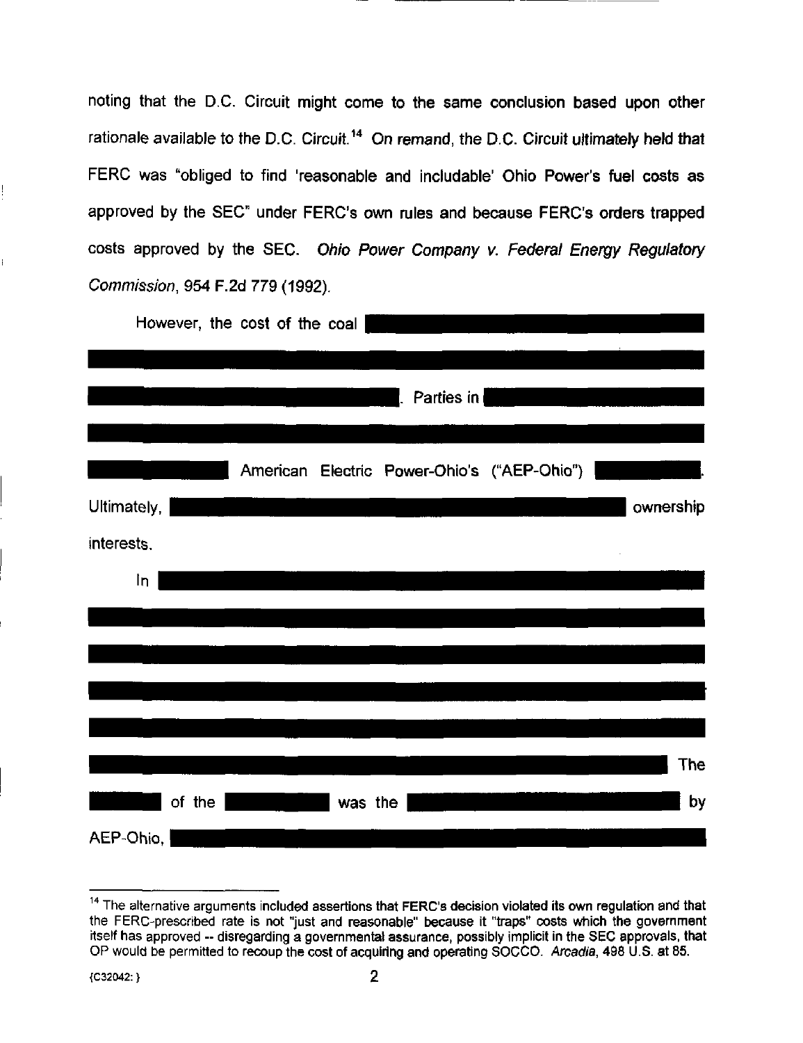noting that the D.C. Circuit might come to the same conclusion based upon other rationale available to the D.C. Circuit.[14] On remand, the D.C. Circuit ultimately held that FERC was "obliged to find 'reasonable and includable' Ohio Power's fuel costs as approved by the SEC" under FERC's own rules and because FERC's orders trapped costs approved by the SEC. *Ohio Power Company v. Federal Energy Regulatory Commission*, 954 F.2d 779 (1992).

However, the cost of the coal . Parties in American Electric Power-Ohio's ("AEP-Ohio") . Ultimately, ownership interests.

In The of the was the by AEP-Ohio,

---

[14] The alternative arguments included assertions that FERC's decision violated its own regulation and that the FERC-prescribed rate is not "just and reasonable" because it "traps" costs which the government itself has approved -- disregarding a governmental assurance, possibly implicit in the SEC approvals, that OP would be permitted to recoup the cost of acquiring and operating SOCCO. *Arcadia*, 498 U.S. at 85.

{C32042: }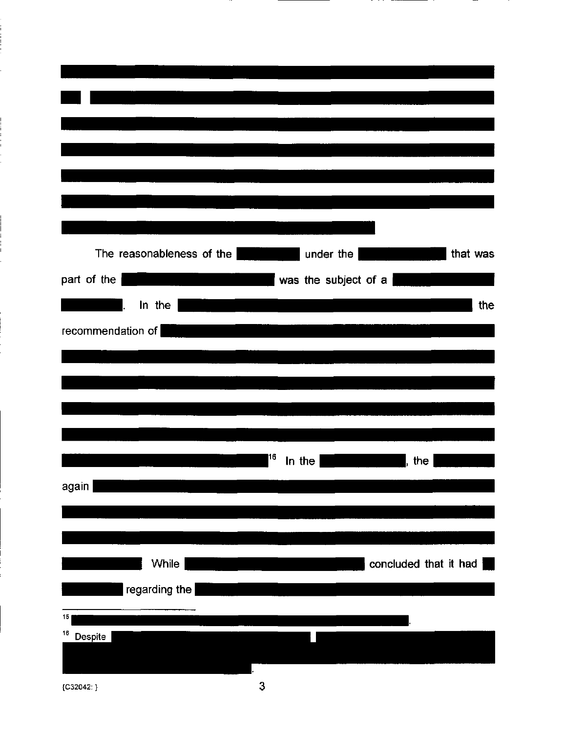The reasonableness of the under the that was part of the was the subject of a . In the the recommendation of [16] In the , the again While concluded that it had regarding the

---

[15] .

[16] Despite .

{C32042: }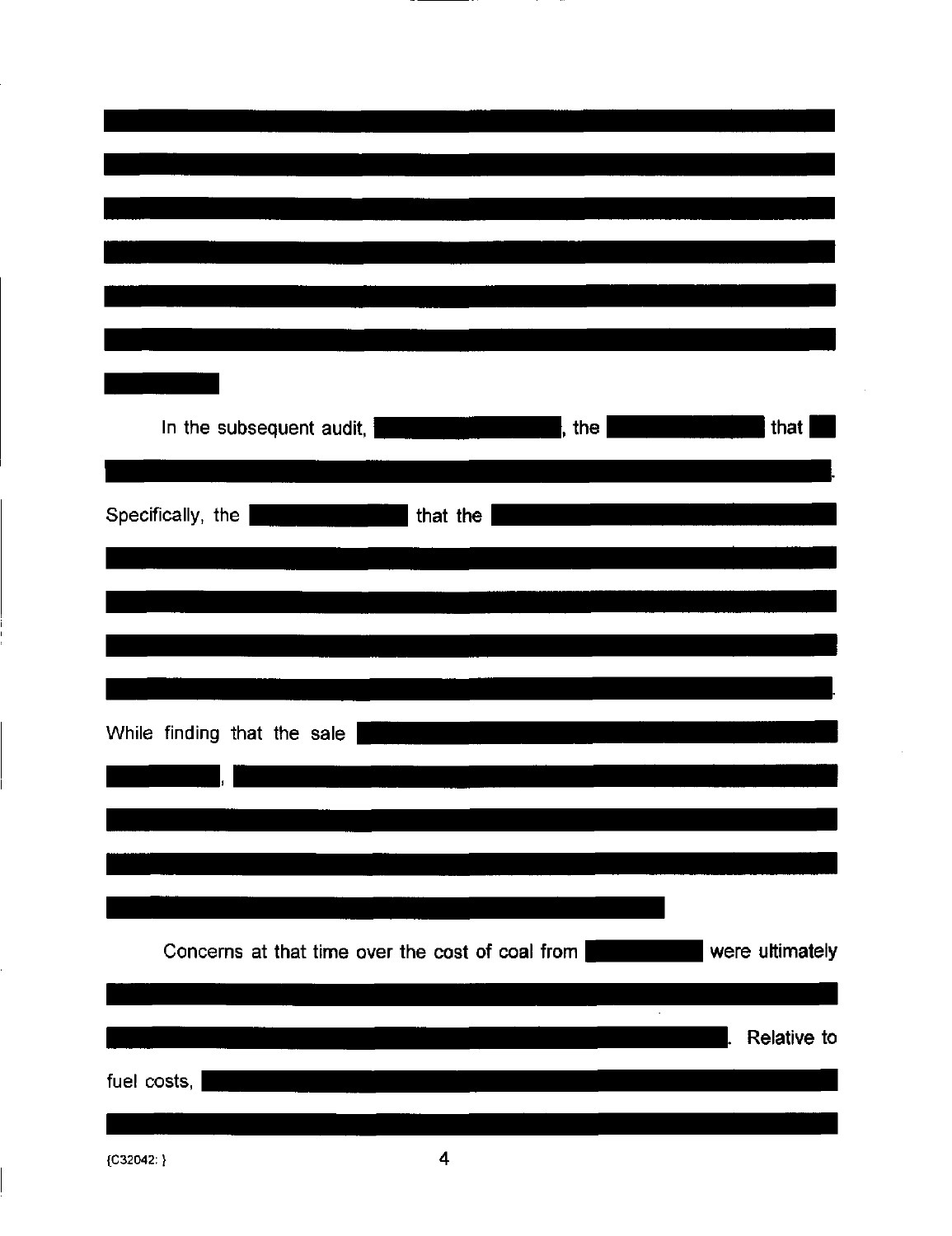█████████████████████████████████████████████████████████████████████████████████████████████████████████████████████████████████████████████████████████████████████████████████

In the subsequent audit, ██████████, the ██████████ that ██ ████████████████████████████████████████████.

Specifically, the ██████████ that the ████████████████████████████████████████████████████████████████████████████████████████.

While finding that the sale ████████████████, ██████████████████████████████████████████████████████████████.

Concerns at that time over the cost of coal from ██████ were ultimately ██████████████████████████████████. Relative to fuel costs, ████████████████████████████████████

{C32042: }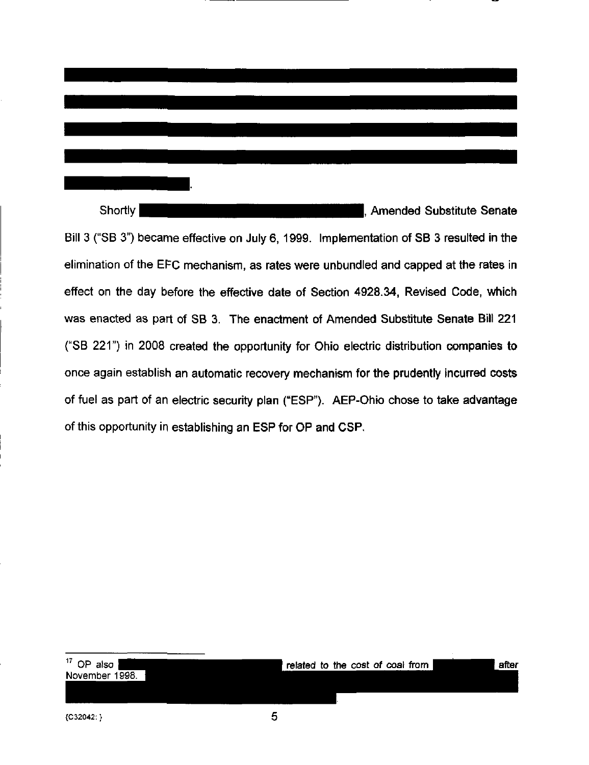.

Shortly , Amended Substitute Senate Bill 3 ("SB 3") became effective on July 6, 1999. Implementation of SB 3 resulted in the elimination of the EFC mechanism, as rates were unbundled and capped at the rates in effect on the day before the effective date of Section 4928.34, Revised Code, which was enacted as part of SB 3. The enactment of Amended Substitute Senate Bill 221 ("SB 221") in 2008 created the opportunity for Ohio electric distribution companies to once again establish an automatic recovery mechanism for the prudently incurred costs of fuel as part of an electric security plan ("ESP"). AEP-Ohio chose to take advantage of this opportunity in establishing an ESP for OP and CSP.

---

[17] OP also related to the cost of coal from after November 1998.

{C32042: }